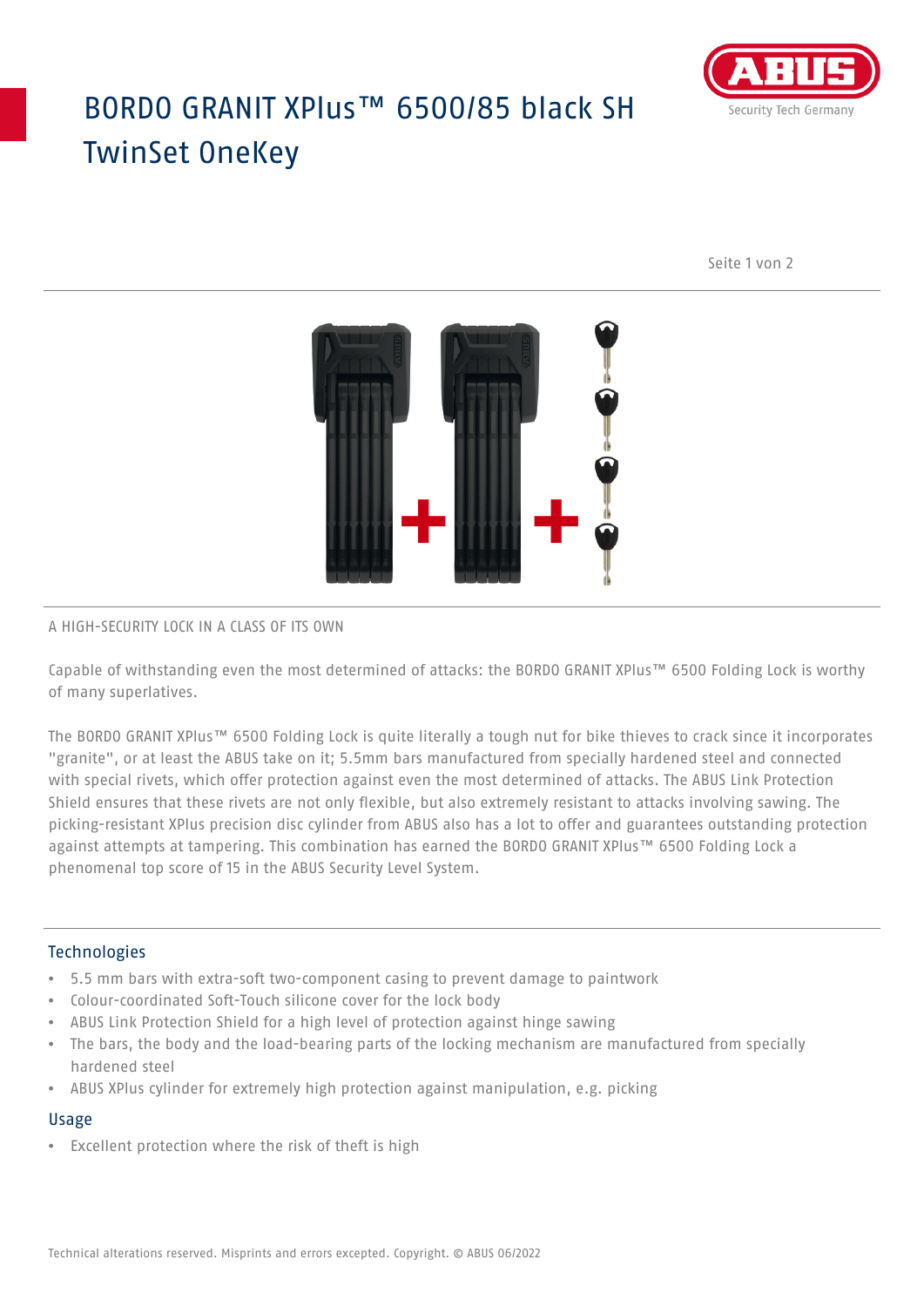# BORDO GRANIT XPlus™ 6500/85 black SH TwinSet OneKey

A HIGH-SECURITY LOCK IN A CLASS OF ITS OWN

Capable of withstanding even the most determined of attacks: the BORDO GRANIT XPlus™ 6500 Folding Lock is worthy of many superlatives.

The BORDO GRANIT XPlus™ 6500 Folding Lock is quite literally a tough nut for bike thieves to crack since it incorporates "granite", or at least the ABUS take on it; 5.5mm bars manufactured from specially hardened steel and connected with special rivets, which offer protection against even the most determined of attacks. The ABUS Link Protection Shield ensures that these rivets are not only flexible, but also extremely resistant to attacks involving sawing. The picking-resistant XPlus precision disc cylinder from ABUS also has a lot to offer and guarantees outstanding protection against attempts at tampering. This combination has earned the BORDO GRANIT XPlus™ 6500 Folding Lock a phenomenal top score of 15 in the ABUS Security Level System.

## Technologies

- 5.5 mm bars with extra-soft two-component casing to prevent damage to paintwork
- Colour-coordinated Soft-Touch silicone cover for the lock body
- ABUS Link Protection Shield for a high level of protection against hinge sawing
- The bars, the body and the load-bearing parts of the locking mechanism are manufactured from specially hardened steel
- ABUS XPlus cylinder for extremely high protection against manipulation, e.g. picking

## Usage

- Excellent protection where the risk of theft is high

Technical alterations reserved. Misprints and errors excepted. Copyright. © ABUS 06/2022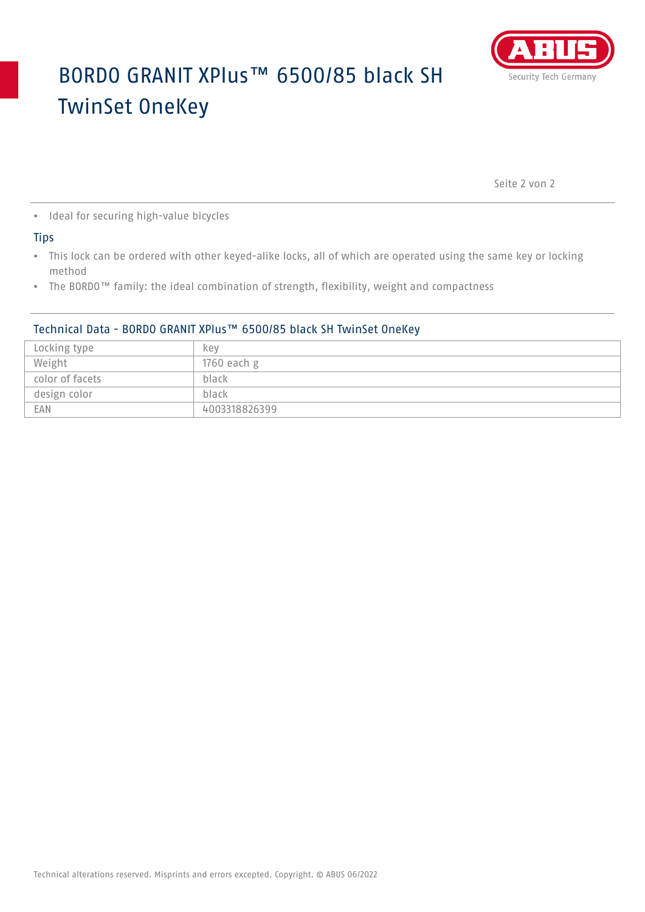- Ideal for securing high-value bicycles

## Tips

- This lock can be ordered with other keyed-alike locks, all of which are operated using the same key or locking method
- The BORDO™ family: the ideal combination of strength, flexibility, weight and compactness

## Technical Data - BORDO GRANIT XPlus™ 6500/85 black SH TwinSet OneKey

| | |
|---|---|
| Locking type | key |
| Weight | 1760 each g |
| color of facets | black |
| design color | black |
| EAN | 4003318826399 |

Technical alterations reserved. Misprints and errors excepted. Copyright. © ABUS 06/2022